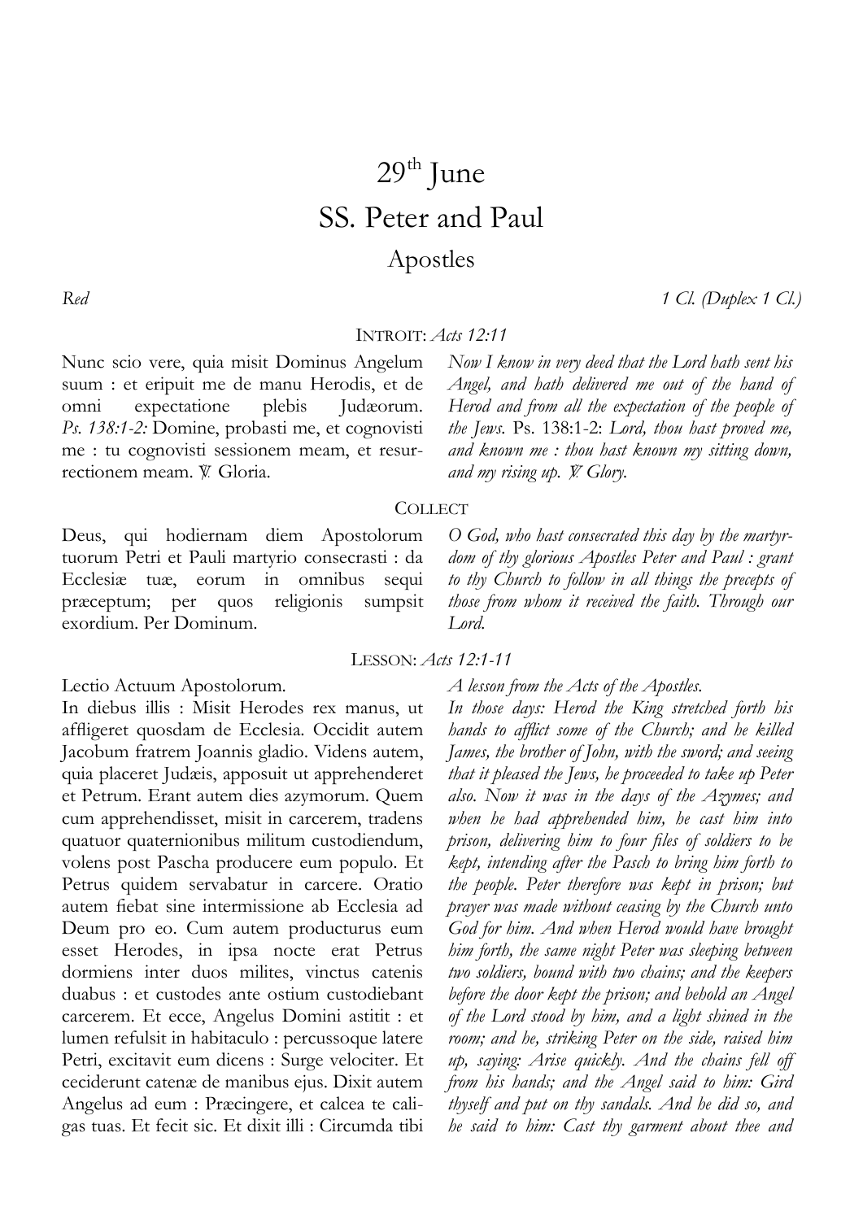# 29th June

# SS. Peter and Paul

## Apostles

*Red* — *1 Cl. (Duplex 1 Cl.)*

### INTROIT: *Acts 12:11*

Nunc scio vere, quia misit Dominus Angelum suum : et eripuit me de manu Herodis, et de omni expectatione plebis Judæorum. *Ps. 138:1-2:* Domine, probasti me, et cognovisti me : tu cognovisti sessionem meam, et resurrectionem meam. ℣. Gloria.

*Now I know in very deed that the Lord hath sent his Angel, and hath delivered me out of the hand of Herod and from all the expectation of the people of the Jews.* Ps. 138:1-2: *Lord, thou hast proved me, and known me : thou hast known my sitting down, and my rising up. ℣. Glory.*

### COLLECT

Deus, qui hodiernam diem Apostolorum tuorum Petri et Pauli martyrio consecrasti : da Ecclesiæ tuæ, eorum in omnibus sequi præceptum; per quos religionis sumpsit exordium. Per Dominum.

*O God, who hast consecrated this day by the martyrdom of thy glorious Apostles Peter and Paul : grant to thy Church to follow in all things the precepts of those from whom it received the faith. Through our Lord.*

### LESSON: *Acts 12:1-11*

Lectio Actuum Apostolorum.

In diebus illis : Misit Herodes rex manus, ut affligeret quosdam de Ecclesia. Occidit autem Jacobum fratrem Joannis gladio. Videns autem, quia placeret Judæis, apposuit ut apprehenderet et Petrum. Erant autem dies azymorum. Quem cum apprehendisset, misit in carcerem, tradens quatuor quaternionibus militum custodiendum, volens post Pascha producere eum populo. Et Petrus quidem servabatur in carcere. Oratio autem fiebat sine intermissione ab Ecclesia ad Deum pro eo. Cum autem producturus eum esset Herodes, in ipsa nocte erat Petrus dormiens inter duos milites, vinctus catenis duabus : et custodes ante ostium custodiebant carcerem. Et ecce, Angelus Domini astitit : et lumen refulsit in habitaculo : percussoque latere Petri, excitavit eum dicens : Surge velociter. Et ceciderunt catenæ de manibus ejus. Dixit autem Angelus ad eum : Præcingere, et calcea te caligas tuas. Et fecit sic. Et dixit illi : Circumda tibi

*A lesson from the Acts of the Apostles.*

*In those days: Herod the King stretched forth his hands to afflict some of the Church; and he killed James, the brother of John, with the sword; and seeing that it pleased the Jews, he proceeded to take up Peter also. Now it was in the days of the Azymes; and when he had apprehended him, he cast him into prison, delivering him to four files of soldiers to be kept, intending after the Pasch to bring him forth to the people. Peter therefore was kept in prison; but prayer was made without ceasing by the Church unto God for him. And when Herod would have brought him forth, the same night Peter was sleeping between two soldiers, bound with two chains; and the keepers before the door kept the prison; and behold an Angel of the Lord stood by him, and a light shined in the room; and he, striking Peter on the side, raised him up, saying: Arise quickly. And the chains fell off from his hands; and the Angel said to him: Gird thyself and put on thy sandals. And he did so, and he said to him: Cast thy garment about thee and*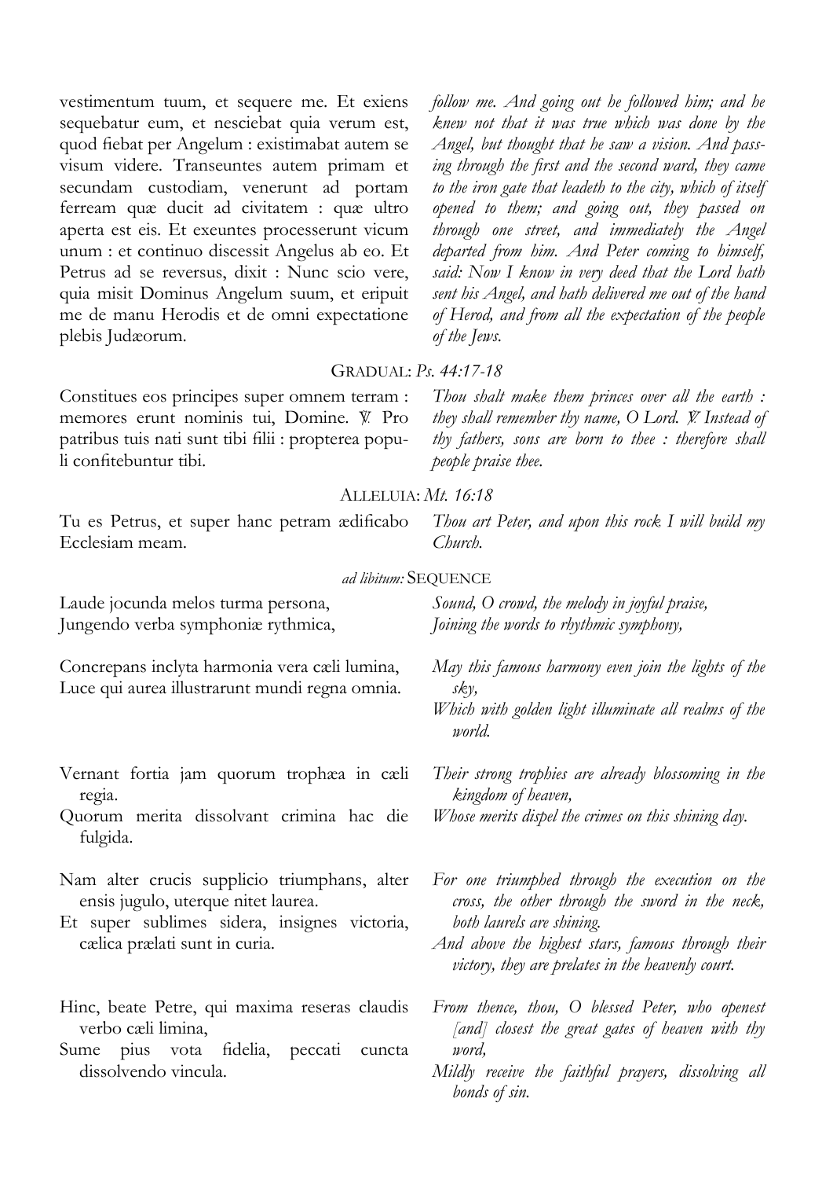vestimentum tuum, et sequere me. Et exiens sequebatur eum, et nesciebat quia verum est, quod fiebat per Angelum : existimabat autem se visum videre. Transeuntes autem primam et secundam custodiam, venerunt ad portam ferream quæ ducit ad civitatem : quæ ultro aperta est eis. Et exeuntes processerunt vicum unum : et continuo discessit Angelus ab eo. Et Petrus ad se reversus, dixit : Nunc scio vere, quia misit Dominus Angelum suum, et eripuit me de manu Herodis et de omni expectatione plebis Judæorum.

*follow me. And going out he followed him; and he knew not that it was true which was done by the Angel, but thought that he saw a vision. And passing through the first and the second ward, they came to the iron gate that leadeth to the city, which of itself opened to them; and going out, they passed on through one street, and immediately the Angel departed from him. And Peter coming to himself, said: Now I know in very deed that the Lord hath sent his Angel, and hath delivered me out of the hand of Herod, and from all the expectation of the people of the Jews.*

## GRADUAL: *Ps. 44:17-18*

Constitues eos principes super omnem terram : memores erunt nominis tui, Domine. ℣. Pro patribus tuis nati sunt tibi filii : propterea populi confitebuntur tibi.

*Thou shalt make them princes over all the earth : they shall remember thy name, O Lord. ℣. Instead of thy fathers, sons are born to thee : therefore shall people praise thee.*

## ALLELUIA: *Mt. 16:18*

Tu es Petrus, et super hanc petram ædificabo Ecclesiam meam.

*Thou art Peter, and upon this rock I will build my Church.*

## *ad libitum:* SEQUENCE

Laude jocunda melos turma persona,
Jungendo verba symphoniæ rythmica,

*Sound, O crowd, the melody in joyful praise,*
*Joining the words to rhythmic symphony,*

Concrepans inclyta harmonia vera cæli lumina,
Luce qui aurea illustrarunt mundi regna omnia.

*May this famous harmony even join the lights of the sky,*
*Which with golden light illuminate all realms of the world.*

Vernant fortia jam quorum trophæa in cæli regia.
Quorum merita dissolvant crimina hac die fulgida.

*Their strong trophies are already blossoming in the kingdom of heaven,*
*Whose merits dispel the crimes on this shining day.*

Nam alter crucis supplicio triumphans, alter ensis jugulo, uterque nitet laurea.
Et super sublimes sidera, insignes victoria, cælica prælati sunt in curia.

*For one triumphed through the execution on the cross, the other through the sword in the neck, both laurels are shining.*
*And above the highest stars, famous through their victory, they are prelates in the heavenly court.*

Hinc, beate Petre, qui maxima reseras claudis verbo cæli limina,
Sume pius vota fidelia, peccati cuncta dissolvendo vincula.

*From thence, thou, O blessed Peter, who openest [and] closest the great gates of heaven with thy word,*
*Mildly receive the faithful prayers, dissolving all bonds of sin.*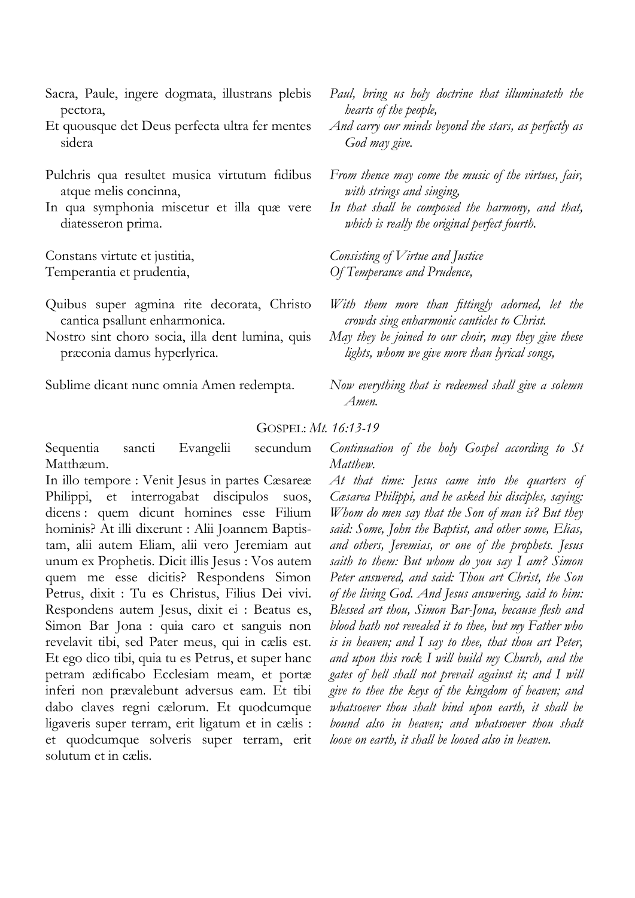Sacra, Paule, ingere dogmata, illustrans plebis pectora,
Et quousque det Deus perfecta ultra fer mentes sidera

*Paul, bring us holy doctrine that illuminateth the hearts of the people,*
*And carry our minds beyond the stars, as perfectly as God may give.*

Pulchris qua resultet musica virtutum fidibus atque melis concinna,
In qua symphonia miscetur et illa quæ vere diatesseron prima.

*From thence may come the music of the virtues, fair, with strings and singing,*
*In that shall be composed the harmony, and that, which is really the original perfect fourth.*

Constans virtute et justitia,
Temperantia et prudentia,

*Consisting of Virtue and Justice*
*Of Temperance and Prudence,*

Quibus super agmina rite decorata, Christo cantica psallunt enharmonica.
Nostro sint choro socia, illa dent lumina, quis præconia damus hyperlyrica.

*With them more than fittingly adorned, let the crowds sing enharmonic canticles to Christ.*
*May they be joined to our choir, may they give these lights, whom we give more than lyrical songs,*

Sublime dicant nunc omnia Amen redempta.

*Now everything that is redeemed shall give a solemn Amen.*

## GOSPEL: *Mt. 16:13-19*

Sequentia sancti Evangelii secundum Matthæum.

In illo tempore : Venit Jesus in partes Cæsareæ Philippi, et interrogabat discipulos suos, dicens : quem dicunt homines esse Filium hominis? At illi dixerunt : Alii Joannem Baptistam, alii autem Eliam, alii vero Jeremiam aut unum ex Prophetis. Dicit illis Jesus : Vos autem quem me esse dicitis? Respondens Simon Petrus, dixit : Tu es Christus, Filius Dei vivi. Respondens autem Jesus, dixit ei : Beatus es, Simon Bar Jona : quia caro et sanguis non revelavit tibi, sed Pater meus, qui in cælis est. Et ego dico tibi, quia tu es Petrus, et super hanc petram ædificabo Ecclesiam meam, et portæ inferi non prævalebunt adversus eam. Et tibi dabo claves regni cælorum. Et quodcumque ligaveris super terram, erit ligatum et in cælis : et quodcumque solveris super terram, erit solutum et in cælis.

*Continuation of the holy Gospel according to St Matthew.*

*At that time: Jesus came into the quarters of Cæsarea Philippi, and he asked his disciples, saying: Whom do men say that the Son of man is? But they said: Some, John the Baptist, and other some, Elias, and others, Jeremias, or one of the prophets. Jesus saith to them: But whom do you say I am? Simon Peter answered, and said: Thou art Christ, the Son of the living God. And Jesus answering, said to him: Blessed art thou, Simon Bar-Jona, because flesh and blood hath not revealed it to thee, but my Father who is in heaven; and I say to thee, that thou art Peter, and upon this rock I will build my Church, and the gates of hell shall not prevail against it; and I will give to thee the keys of the kingdom of heaven; and whatsoever thou shalt bind upon earth, it shall be bound also in heaven; and whatsoever thou shalt loose on earth, it shall be loosed also in heaven.*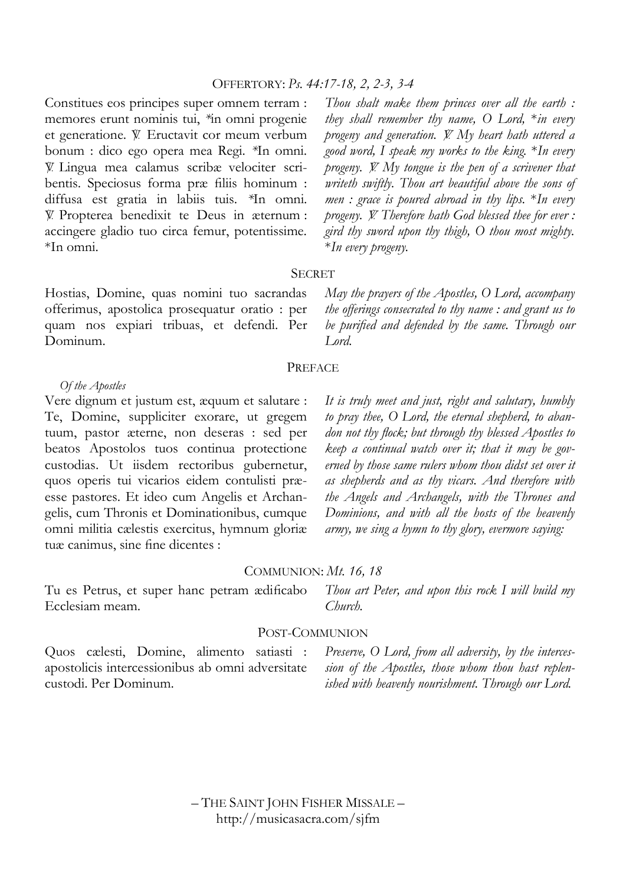### OFFERTORY: *Ps. 44:17-18, 2, 2-3, 3-4*

Constitues eos principes super omnem terram : memores erunt nominis tui, *in omni progenie et generatione. ℣. Eructavit cor meum verbum bonum : dico ego opera mea Regi. *In omni. ℣. Lingua mea calamus scribæ velociter scribentis. Speciosus forma præ filiis hominum : diffusa est gratia in labiis tuis. *In omni. ℣. Propterea benedixit te Deus in æternum : accingere gladio tuo circa femur, potentissime. *In omni.

*Thou shalt make them princes over all the earth : they shall remember thy name, O Lord, *in every progeny and generation. ℣. My heart hath uttered a good word, I speak my works to the king. *In every progeny. ℣. My tongue is the pen of a scrivener that writeth swiftly. Thou art beautiful above the sons of men : grace is poured abroad in thy lips. *In every progeny. ℣. Therefore hath God blessed thee for ever : gird thy sword upon thy thigh, O thou most mighty. *In every progeny.*

### SECRET

Hostias, Domine, quas nomini tuo sacrandas offerimus, apostolica prosequatur oratio : per quam nos expiari tribuas, et defendi. Per Dominum.

*May the prayers of the Apostles, O Lord, accompany the offerings consecrated to thy name : and grant us to be purified and defended by the same. Through our Lord.*

### PREFACE

*Of the Apostles*

Vere dignum et justum est, æquum et salutare : Te, Domine, suppliciter exorare, ut gregem tuum, pastor æterne, non deseras : sed per beatos Apostolos tuos continua protectione custodias. Ut iisdem rectoribus gubernetur, quos operis tui vicarios eidem contulisti præesse pastores. Et ideo cum Angelis et Archangelis, cum Thronis et Dominationibus, cumque omni militia cælestis exercitus, hymnum gloriæ tuæ canimus, sine fine dicentes :

*It is truly meet and just, right and salutary, humbly to pray thee, O Lord, the eternal shepherd, to abandon not thy flock; but through thy blessed Apostles to keep a continual watch over it; that it may be governed by those same rulers whom thou didst set over it as shepherds and as thy vicars. And therefore with the Angels and Archangels, with the Thrones and Dominions, and with all the hosts of the heavenly army, we sing a hymn to thy glory, evermore saying:*

### COMMUNION: *Mt. 16, 18*

Tu es Petrus, et super hanc petram ædificabo Ecclesiam meam.

*Thou art Peter, and upon this rock I will build my Church.*

### POST-COMMUNION

Quos cælesti, Domine, alimento satiasti : apostolicis intercessionibus ab omni adversitate custodi. Per Dominum.

*Preserve, O Lord, from all adversity, by the intercession of the Apostles, those whom thou hast replenished with heavenly nourishment. Through our Lord.*

– THE SAINT JOHN FISHER MISSALE –
http://musicasacra.com/sjfm